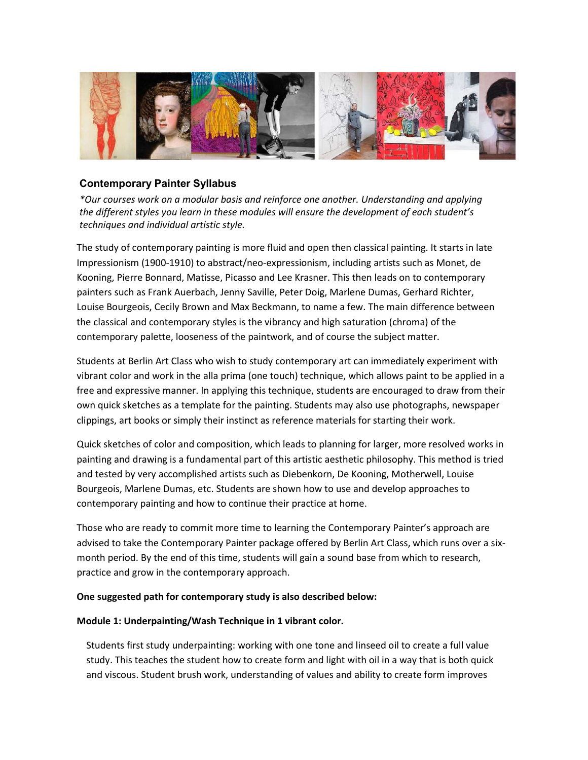## Contemporary Painter Syllabus

*\*Our courses work on a modular basis and reinforce one another. Understanding and applying the different styles you learn in these modules will ensure the development of each student's techniques and individual artistic style.*

The study of contemporary painting is more fluid and open then classical painting. It starts in late Impressionism (1900-1910) to abstract/neo-expressionism, including artists such as Monet, de Kooning, Pierre Bonnard, Matisse, Picasso and Lee Krasner. This then leads on to contemporary painters such as Frank Auerbach, Jenny Saville, Peter Doig, Marlene Dumas, Gerhard Richter, Louise Bourgeois, Cecily Brown and Max Beckmann, to name a few. The main difference between the classical and contemporary styles is the vibrancy and high saturation (chroma) of the contemporary palette, looseness of the paintwork, and of course the subject matter.

Students at Berlin Art Class who wish to study contemporary art can immediately experiment with vibrant color and work in the alla prima (one touch) technique, which allows paint to be applied in a free and expressive manner. In applying this technique, students are encouraged to draw from their own quick sketches as a template for the painting. Students may also use photographs, newspaper clippings, art books or simply their instinct as reference materials for starting their work.

Quick sketches of color and composition, which leads to planning for larger, more resolved works in painting and drawing is a fundamental part of this artistic aesthetic philosophy. This method is tried and tested by very accomplished artists such as Diebenkorn, De Kooning, Motherwell, Louise Bourgeois, Marlene Dumas, etc. Students are shown how to use and develop approaches to contemporary painting and how to continue their practice at home.

Those who are ready to commit more time to learning the Contemporary Painter's approach are advised to take the Contemporary Painter package offered by Berlin Art Class, which runs over a six-month period. By the end of this time, students will gain a sound base from which to research, practice and grow in the contemporary approach.

**One suggested path for contemporary study is also described below:**

**Module 1: Underpainting/Wash Technique in 1 vibrant color.**

Students first study underpainting: working with one tone and linseed oil to create a full value study. This teaches the student how to create form and light with oil in a way that is both quick and viscous. Student brush work, understanding of values and ability to create form improves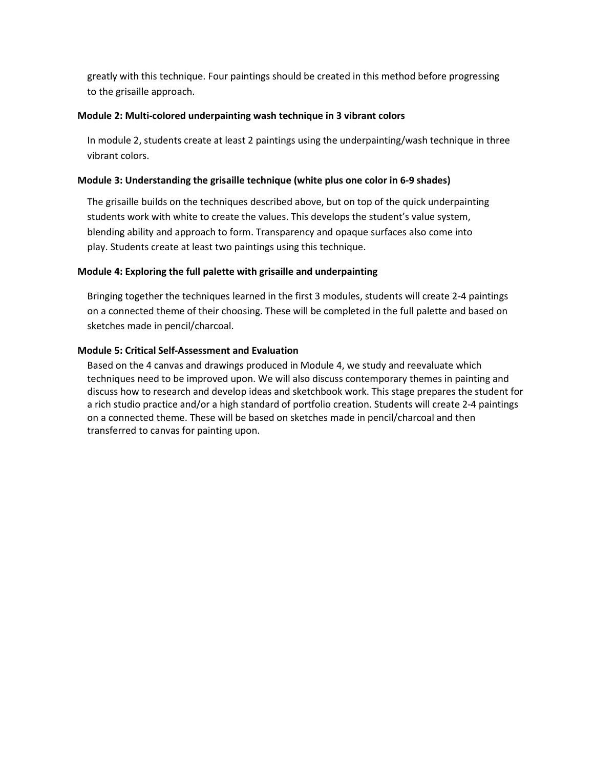greatly with this technique. Four paintings should be created in this method before progressing to the grisaille approach.

**Module 2: Multi-colored underpainting wash technique in 3 vibrant colors**

In module 2, students create at least 2 paintings using the underpainting/wash technique in three vibrant colors.

**Module 3: Understanding the grisaille technique (white plus one color in 6-9 shades)**

The grisaille builds on the techniques described above, but on top of the quick underpainting students work with white to create the values. This develops the student's value system, blending ability and approach to form. Transparency and opaque surfaces also come into play. Students create at least two paintings using this technique.

**Module 4: Exploring the full palette with grisaille and underpainting**

Bringing together the techniques learned in the first 3 modules, students will create 2-4 paintings on a connected theme of their choosing. These will be completed in the full palette and based on sketches made in pencil/charcoal.

**Module 5: Critical Self-Assessment and Evaluation**

Based on the 4 canvas and drawings produced in Module 4, we study and reevaluate which techniques need to be improved upon. We will also discuss contemporary themes in painting and discuss how to research and develop ideas and sketchbook work. This stage prepares the student for a rich studio practice and/or a high standard of portfolio creation. Students will create 2-4 paintings on a connected theme. These will be based on sketches made in pencil/charcoal and then transferred to canvas for painting upon.